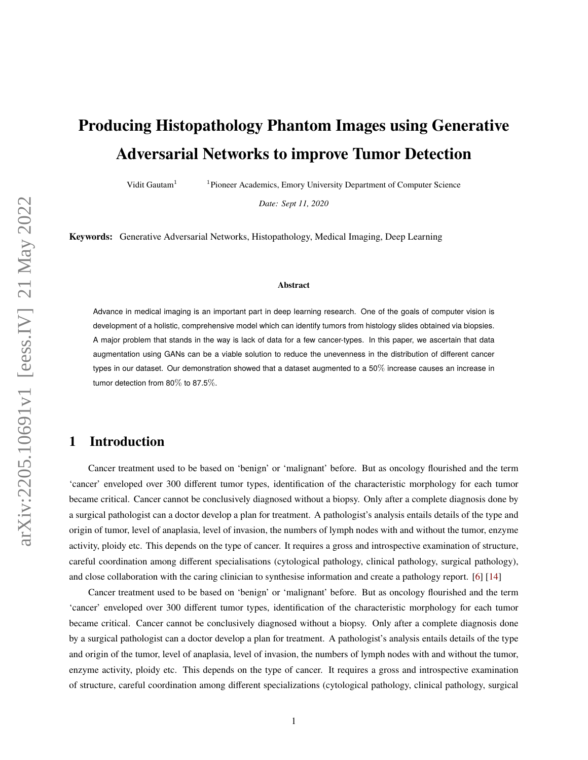# Producing Histopathology Phantom Images using Generative Adversarial Networks to improve Tumor Detection

Vidit Gautam[1] [1]Pioneer Academics, Emory University Department of Computer Science

*Date: Sept 11, 2020*

**Keywords:** Generative Adversarial Networks, Histopathology, Medical Imaging, Deep Learning

**Abstract**

Advance in medical imaging is an important part in deep learning research. One of the goals of computer vision is development of a holistic, comprehensive model which can identify tumors from histology slides obtained via biopsies. A major problem that stands in the way is lack of data for a few cancer-types. In this paper, we ascertain that data augmentation using GANs can be a viable solution to reduce the unevenness in the distribution of different cancer types in our dataset. Our demonstration showed that a dataset augmented to a 50% increase causes an increase in tumor detection from 80% to 87.5%.

## 1 Introduction

Cancer treatment used to be based on 'benign' or 'malignant' before. But as oncology flourished and the term 'cancer' enveloped over 300 different tumor types, identification of the characteristic morphology for each tumor became critical. Cancer cannot be conclusively diagnosed without a biopsy. Only after a complete diagnosis done by a surgical pathologist can a doctor develop a plan for treatment. A pathologist's analysis entails details of the type and origin of tumor, level of anaplasia, level of invasion, the numbers of lymph nodes with and without the tumor, enzyme activity, ploidy etc. This depends on the type of cancer. It requires a gross and introspective examination of structure, careful coordination among different specialisations (cytological pathology, clinical pathology, surgical pathology), and close collaboration with the caring clinician to synthesise information and create a pathology report. [6] [14]

Cancer treatment used to be based on 'benign' or 'malignant' before. But as oncology flourished and the term 'cancer' enveloped over 300 different tumor types, identification of the characteristic morphology for each tumor became critical. Cancer cannot be conclusively diagnosed without a biopsy. Only after a complete diagnosis done by a surgical pathologist can a doctor develop a plan for treatment. A pathologist's analysis entails details of the type and origin of the tumor, level of anaplasia, level of invasion, the numbers of lymph nodes with and without the tumor, enzyme activity, ploidy etc. This depends on the type of cancer. It requires a gross and introspective examination of structure, careful coordination among different specializations (cytological pathology, clinical pathology, surgical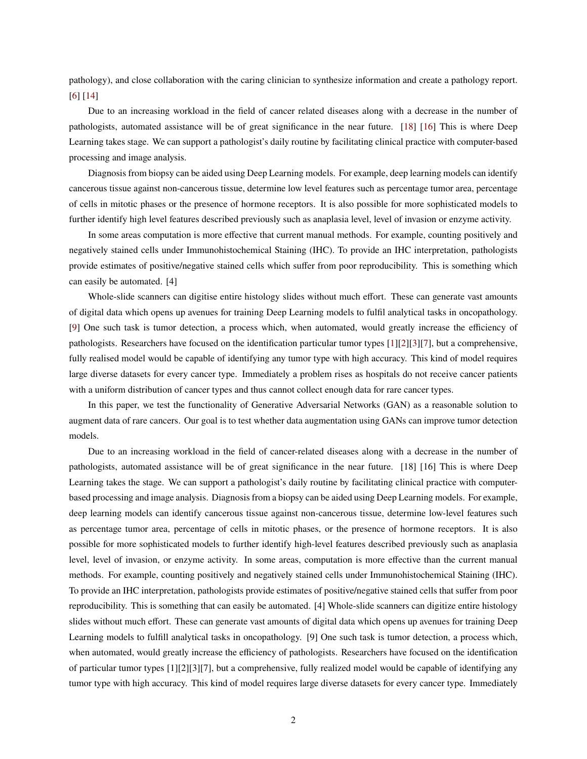pathology), and close collaboration with the caring clinician to synthesize information and create a pathology report. [6] [14]

Due to an increasing workload in the field of cancer related diseases along with a decrease in the number of pathologists, automated assistance will be of great significance in the near future. [18] [16] This is where Deep Learning takes stage. We can support a pathologist's daily routine by facilitating clinical practice with computer-based processing and image analysis.

Diagnosis from biopsy can be aided using Deep Learning models. For example, deep learning models can identify cancerous tissue against non-cancerous tissue, determine low level features such as percentage tumor area, percentage of cells in mitotic phases or the presence of hormone receptors. It is also possible for more sophisticated models to further identify high level features described previously such as anaplasia level, level of invasion or enzyme activity.

In some areas computation is more effective that current manual methods. For example, counting positively and negatively stained cells under Immunohistochemical Staining (IHC). To provide an IHC interpretation, pathologists provide estimates of positive/negative stained cells which suffer from poor reproducibility. This is something which can easily be automated. [4]

Whole-slide scanners can digitise entire histology slides without much effort. These can generate vast amounts of digital data which opens up avenues for training Deep Learning models to fulfil analytical tasks in oncopathology. [9] One such task is tumor detection, a process which, when automated, would greatly increase the efficiency of pathologists. Researchers have focused on the identification particular tumor types [1][2][3][7], but a comprehensive, fully realised model would be capable of identifying any tumor type with high accuracy. This kind of model requires large diverse datasets for every cancer type. Immediately a problem rises as hospitals do not receive cancer patients with a uniform distribution of cancer types and thus cannot collect enough data for rare cancer types.

In this paper, we test the functionality of Generative Adversarial Networks (GAN) as a reasonable solution to augment data of rare cancers. Our goal is to test whether data augmentation using GANs can improve tumor detection models.

Due to an increasing workload in the field of cancer-related diseases along with a decrease in the number of pathologists, automated assistance will be of great significance in the near future. [18] [16] This is where Deep Learning takes the stage. We can support a pathologist's daily routine by facilitating clinical practice with computer-based processing and image analysis. Diagnosis from a biopsy can be aided using Deep Learning models. For example, deep learning models can identify cancerous tissue against non-cancerous tissue, determine low-level features such as percentage tumor area, percentage of cells in mitotic phases, or the presence of hormone receptors. It is also possible for more sophisticated models to further identify high-level features described previously such as anaplasia level, level of invasion, or enzyme activity. In some areas, computation is more effective than the current manual methods. For example, counting positively and negatively stained cells under Immunohistochemical Staining (IHC). To provide an IHC interpretation, pathologists provide estimates of positive/negative stained cells that suffer from poor reproducibility. This is something that can easily be automated. [4] Whole-slide scanners can digitize entire histology slides without much effort. These can generate vast amounts of digital data which opens up avenues for training Deep Learning models to fulfill analytical tasks in oncopathology. [9] One such task is tumor detection, a process which, when automated, would greatly increase the efficiency of pathologists. Researchers have focused on the identification of particular tumor types [1][2][3][7], but a comprehensive, fully realized model would be capable of identifying any tumor type with high accuracy. This kind of model requires large diverse datasets for every cancer type. Immediately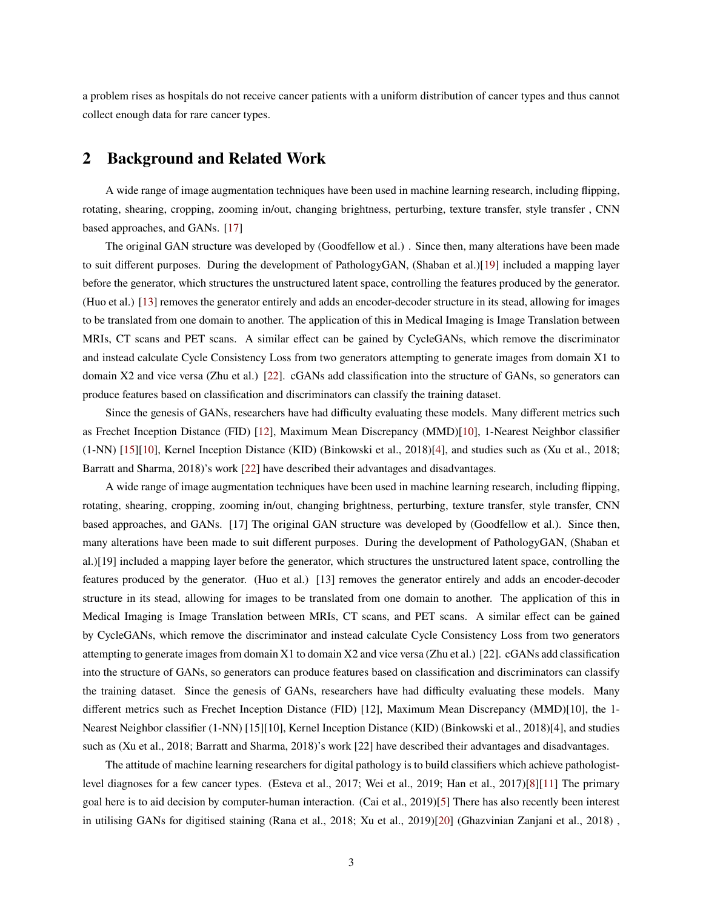a problem rises as hospitals do not receive cancer patients with a uniform distribution of cancer types and thus cannot collect enough data for rare cancer types.

## 2 Background and Related Work

A wide range of image augmentation techniques have been used in machine learning research, including flipping, rotating, shearing, cropping, zooming in/out, changing brightness, perturbing, texture transfer, style transfer , CNN based approaches, and GANs. [17]

The original GAN structure was developed by (Goodfellow et al.) . Since then, many alterations have been made to suit different purposes. During the development of PathologyGAN, (Shaban et al.)[19] included a mapping layer before the generator, which structures the unstructured latent space, controlling the features produced by the generator. (Huo et al.) [13] removes the generator entirely and adds an encoder-decoder structure in its stead, allowing for images to be translated from one domain to another. The application of this in Medical Imaging is Image Translation between MRIs, CT scans and PET scans. A similar effect can be gained by CycleGANs, which remove the discriminator and instead calculate Cycle Consistency Loss from two generators attempting to generate images from domain X1 to domain X2 and vice versa (Zhu et al.) [22]. cGANs add classification into the structure of GANs, so generators can produce features based on classification and discriminators can classify the training dataset.

Since the genesis of GANs, researchers have had difficulty evaluating these models. Many different metrics such as Frechet Inception Distance (FID) [12], Maximum Mean Discrepancy (MMD)[10], 1-Nearest Neighbor classifier (1-NN) [15][10], Kernel Inception Distance (KID) (Binkowski et al., 2018)[4], and studies such as (Xu et al., 2018; Barratt and Sharma, 2018)'s work [22] have described their advantages and disadvantages.

A wide range of image augmentation techniques have been used in machine learning research, including flipping, rotating, shearing, cropping, zooming in/out, changing brightness, perturbing, texture transfer, style transfer, CNN based approaches, and GANs. [17] The original GAN structure was developed by (Goodfellow et al.). Since then, many alterations have been made to suit different purposes. During the development of PathologyGAN, (Shaban et al.)[19] included a mapping layer before the generator, which structures the unstructured latent space, controlling the features produced by the generator. (Huo et al.) [13] removes the generator entirely and adds an encoder-decoder structure in its stead, allowing for images to be translated from one domain to another. The application of this in Medical Imaging is Image Translation between MRIs, CT scans, and PET scans. A similar effect can be gained by CycleGANs, which remove the discriminator and instead calculate Cycle Consistency Loss from two generators attempting to generate images from domain X1 to domain X2 and vice versa (Zhu et al.) [22]. cGANs add classification into the structure of GANs, so generators can produce features based on classification and discriminators can classify the training dataset. Since the genesis of GANs, researchers have had difficulty evaluating these models. Many different metrics such as Frechet Inception Distance (FID) [12], Maximum Mean Discrepancy (MMD)[10], the 1-Nearest Neighbor classifier (1-NN) [15][10], Kernel Inception Distance (KID) (Binkowski et al., 2018)[4], and studies such as (Xu et al., 2018; Barratt and Sharma, 2018)'s work [22] have described their advantages and disadvantages.

The attitude of machine learning researchers for digital pathology is to build classifiers which achieve pathologist-level diagnoses for a few cancer types. (Esteva et al., 2017; Wei et al., 2019; Han et al., 2017)[8][11] The primary goal here is to aid decision by computer-human interaction. (Cai et al., 2019)[5] There has also recently been interest in utilising GANs for digitised staining (Rana et al., 2018; Xu et al., 2019)[20] (Ghazvinian Zanjani et al., 2018) ,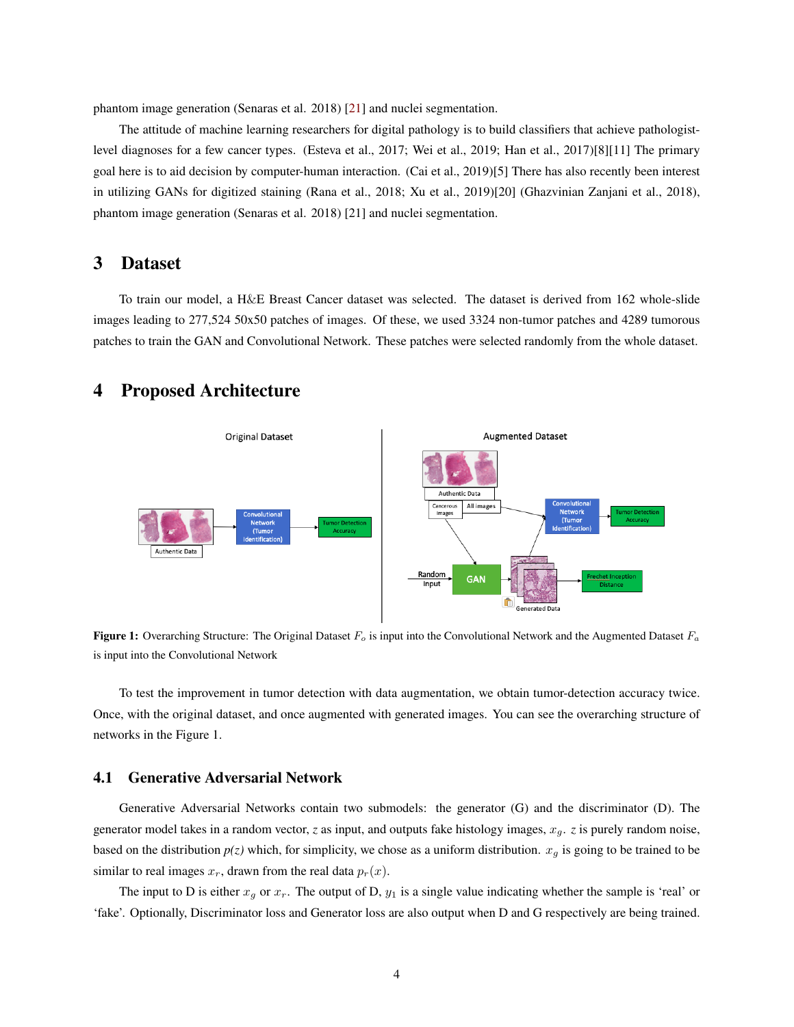phantom image generation (Senaras et al. 2018) [21] and nuclei segmentation.

The attitude of machine learning researchers for digital pathology is to build classifiers that achieve pathologist-level diagnoses for a few cancer types. (Esteva et al., 2017; Wei et al., 2019; Han et al., 2017)[8][11] The primary goal here is to aid decision by computer-human interaction. (Cai et al., 2019)[5] There has also recently been interest in utilizing GANs for digitized staining (Rana et al., 2018; Xu et al., 2019)[20] (Ghazvinian Zanjani et al., 2018), phantom image generation (Senaras et al. 2018) [21] and nuclei segmentation.

## 3 Dataset

To train our model, a H&E Breast Cancer dataset was selected. The dataset is derived from 162 whole-slide images leading to 277,524 50x50 patches of images. Of these, we used 3324 non-tumor patches and 4289 tumorous patches to train the GAN and Convolutional Network. These patches were selected randomly from the whole dataset.

## 4 Proposed Architecture

**Figure 1:** Overarching Structure: The Original Dataset $F_o$ is input into the Convolutional Network and the Augmented Dataset $F_a$ is input into the Convolutional Network

To test the improvement in tumor detection with data augmentation, we obtain tumor-detection accuracy twice. Once, with the original dataset, and once augmented with generated images. You can see the overarching structure of networks in the Figure 1.

### 4.1 Generative Adversarial Network

Generative Adversarial Networks contain two submodels: the generator (G) and the discriminator (D). The generator model takes in a random vector, $z$ as input, and outputs fake histology images, $x_g$. $z$ is purely random noise, based on the distribution *p(z)* which, for simplicity, we chose as a uniform distribution. $x_g$ is going to be trained to be similar to real images $x_r$, drawn from the real data $p_r(x)$.

The input to D is either $x_g$ or $x_r$. The output of D, $y_1$ is a single value indicating whether the sample is 'real' or 'fake'. Optionally, Discriminator loss and Generator loss are also output when D and G respectively are being trained.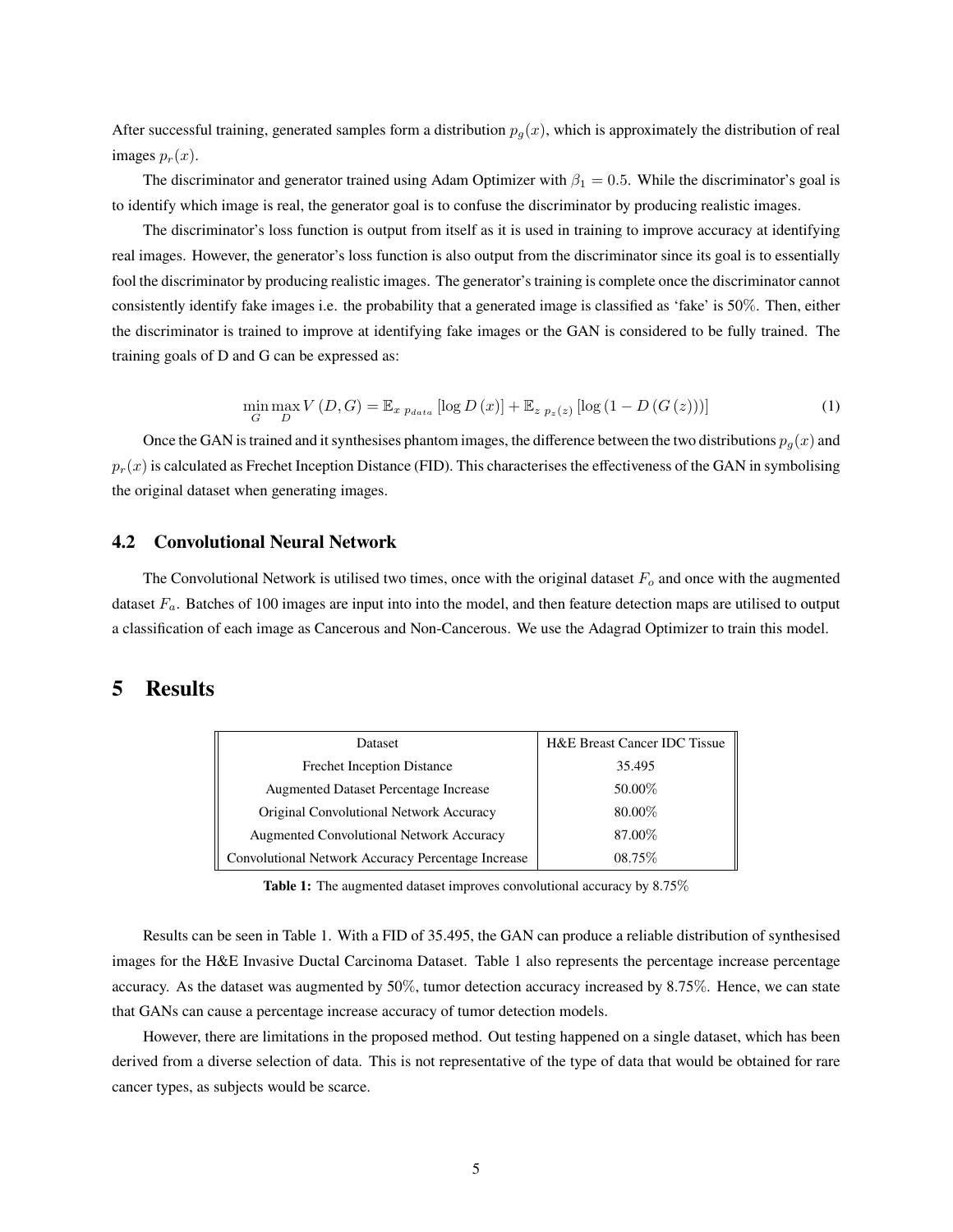After successful training, generated samples form a distribution $p_g(x)$, which is approximately the distribution of real images $p_r(x)$.

The discriminator and generator trained using Adam Optimizer with $\beta_1 = 0.5$. While the discriminator's goal is to identify which image is real, the generator goal is to confuse the discriminator by producing realistic images.

The discriminator's loss function is output from itself as it is used in training to improve accuracy at identifying real images. However, the generator's loss function is also output from the discriminator since its goal is to essentially fool the discriminator by producing realistic images. The generator's training is complete once the discriminator cannot consistently identify fake images i.e. the probability that a generated image is classified as 'fake' is 50%. Then, either the discriminator is trained to improve at identifying fake images or the GAN is considered to be fully trained. The training goals of D and G can be expressed as:

$$\min_{G} \max_{D} V(D, G) = \mathbb{E}_{x\ p_{data}} [\log D(x)] + \mathbb{E}_{z\ p_z(z)} [\log (1 - D(G(z)))] \tag{1}$$

Once the GAN is trained and it synthesises phantom images, the difference between the two distributions $p_g(x)$ and $p_r(x)$ is calculated as Frechet Inception Distance (FID). This characterises the effectiveness of the GAN in symbolising the original dataset when generating images.

### 4.2 Convolutional Neural Network

The Convolutional Network is utilised two times, once with the original dataset $F_o$ and once with the augmented dataset $F_a$. Batches of 100 images are input into into the model, and then feature detection maps are utilised to output a classification of each image as Cancerous and Non-Cancerous. We use the Adagrad Optimizer to train this model.

## 5 Results

| Dataset | H&E Breast Cancer IDC Tissue |
|---|---|
| Frechet Inception Distance | 35.495 |
| Augmented Dataset Percentage Increase | 50.00% |
| Original Convolutional Network Accuracy | 80.00% |
| Augmented Convolutional Network Accuracy | 87.00% |
| Convolutional Network Accuracy Percentage Increase | 08.75% |

**Table 1:** The augmented dataset improves convolutional accuracy by 8.75%

Results can be seen in Table 1. With a FID of 35.495, the GAN can produce a reliable distribution of synthesised images for the H&E Invasive Ductal Carcinoma Dataset. Table 1 also represents the percentage increase percentage accuracy. As the dataset was augmented by 50%, tumor detection accuracy increased by 8.75%. Hence, we can state that GANs can cause a percentage increase accuracy of tumor detection models.

However, there are limitations in the proposed method. Out testing happened on a single dataset, which has been derived from a diverse selection of data. This is not representative of the type of data that would be obtained for rare cancer types, as subjects would be scarce.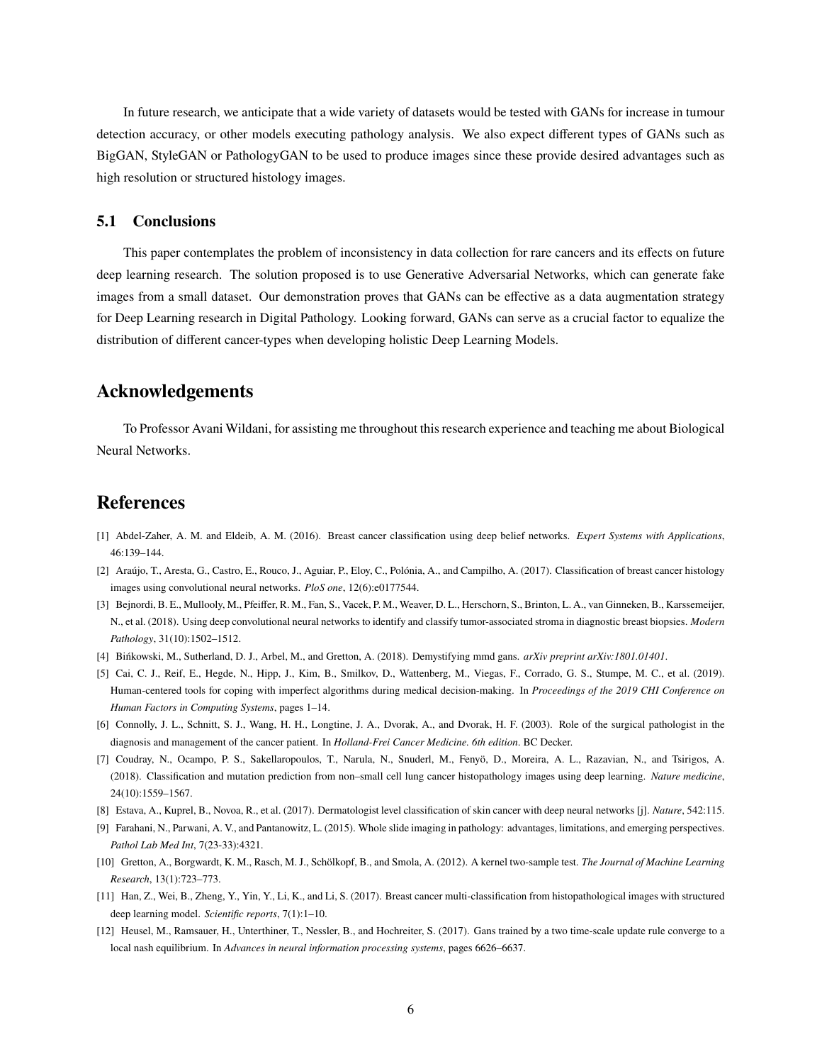In future research, we anticipate that a wide variety of datasets would be tested with GANs for increase in tumour detection accuracy, or other models executing pathology analysis. We also expect different types of GANs such as BigGAN, StyleGAN or PathologyGAN to be used to produce images since these provide desired advantages such as high resolution or structured histology images.

### 5.1 Conclusions

This paper contemplates the problem of inconsistency in data collection for rare cancers and its effects on future deep learning research. The solution proposed is to use Generative Adversarial Networks, which can generate fake images from a small dataset. Our demonstration proves that GANs can be effective as a data augmentation strategy for Deep Learning research in Digital Pathology. Looking forward, GANs can serve as a crucial factor to equalize the distribution of different cancer-types when developing holistic Deep Learning Models.

## Acknowledgements

To Professor Avani Wildani, for assisting me throughout this research experience and teaching me about Biological Neural Networks.

## References

[1] Abdel-Zaher, A. M. and Eldeib, A. M. (2016). Breast cancer classification using deep belief networks. *Expert Systems with Applications*, 46:139–144.

[2] Araújo, T., Aresta, G., Castro, E., Rouco, J., Aguiar, P., Eloy, C., Polónia, A., and Campilho, A. (2017). Classification of breast cancer histology images using convolutional neural networks. *PloS one*, 12(6):e0177544.

[3] Bejnordi, B. E., Mullooly, M., Pfeiffer, R. M., Fan, S., Vacek, P. M., Weaver, D. L., Herschorn, S., Brinton, L. A., van Ginneken, B., Karssemeijer, N., et al. (2018). Using deep convolutional neural networks to identify and classify tumor-associated stroma in diagnostic breast biopsies. *Modern Pathology*, 31(10):1502–1512.

[4] Bińkowski, M., Sutherland, D. J., Arbel, M., and Gretton, A. (2018). Demystifying mmd gans. *arXiv preprint arXiv:1801.01401*.

[5] Cai, C. J., Reif, E., Hegde, N., Hipp, J., Kim, B., Smilkov, D., Wattenberg, M., Viegas, F., Corrado, G. S., Stumpe, M. C., et al. (2019). Human-centered tools for coping with imperfect algorithms during medical decision-making. In *Proceedings of the 2019 CHI Conference on Human Factors in Computing Systems*, pages 1–14.

[6] Connolly, J. L., Schnitt, S. J., Wang, H. H., Longtine, J. A., Dvorak, A., and Dvorak, H. F. (2003). Role of the surgical pathologist in the diagnosis and management of the cancer patient. In *Holland-Frei Cancer Medicine. 6th edition*. BC Decker.

[7] Coudray, N., Ocampo, P. S., Sakellaropoulos, T., Narula, N., Snuderl, M., Fenyö, D., Moreira, A. L., Razavian, N., and Tsirigos, A. (2018). Classification and mutation prediction from non–small cell lung cancer histopathology images using deep learning. *Nature medicine*, 24(10):1559–1567.

[8] Estava, A., Kuprel, B., Novoa, R., et al. (2017). Dermatologist level classification of skin cancer with deep neural networks [j]. *Nature*, 542:115.

[9] Farahani, N., Parwani, A. V., and Pantanowitz, L. (2015). Whole slide imaging in pathology: advantages, limitations, and emerging perspectives. *Pathol Lab Med Int*, 7(23-33):4321.

[10] Gretton, A., Borgwardt, K. M., Rasch, M. J., Schölkopf, B., and Smola, A. (2012). A kernel two-sample test. *The Journal of Machine Learning Research*, 13(1):723–773.

[11] Han, Z., Wei, B., Zheng, Y., Yin, Y., Li, K., and Li, S. (2017). Breast cancer multi-classification from histopathological images with structured deep learning model. *Scientific reports*, 7(1):1–10.

[12] Heusel, M., Ramsauer, H., Unterthiner, T., Nessler, B., and Hochreiter, S. (2017). Gans trained by a two time-scale update rule converge to a local nash equilibrium. In *Advances in neural information processing systems*, pages 6626–6637.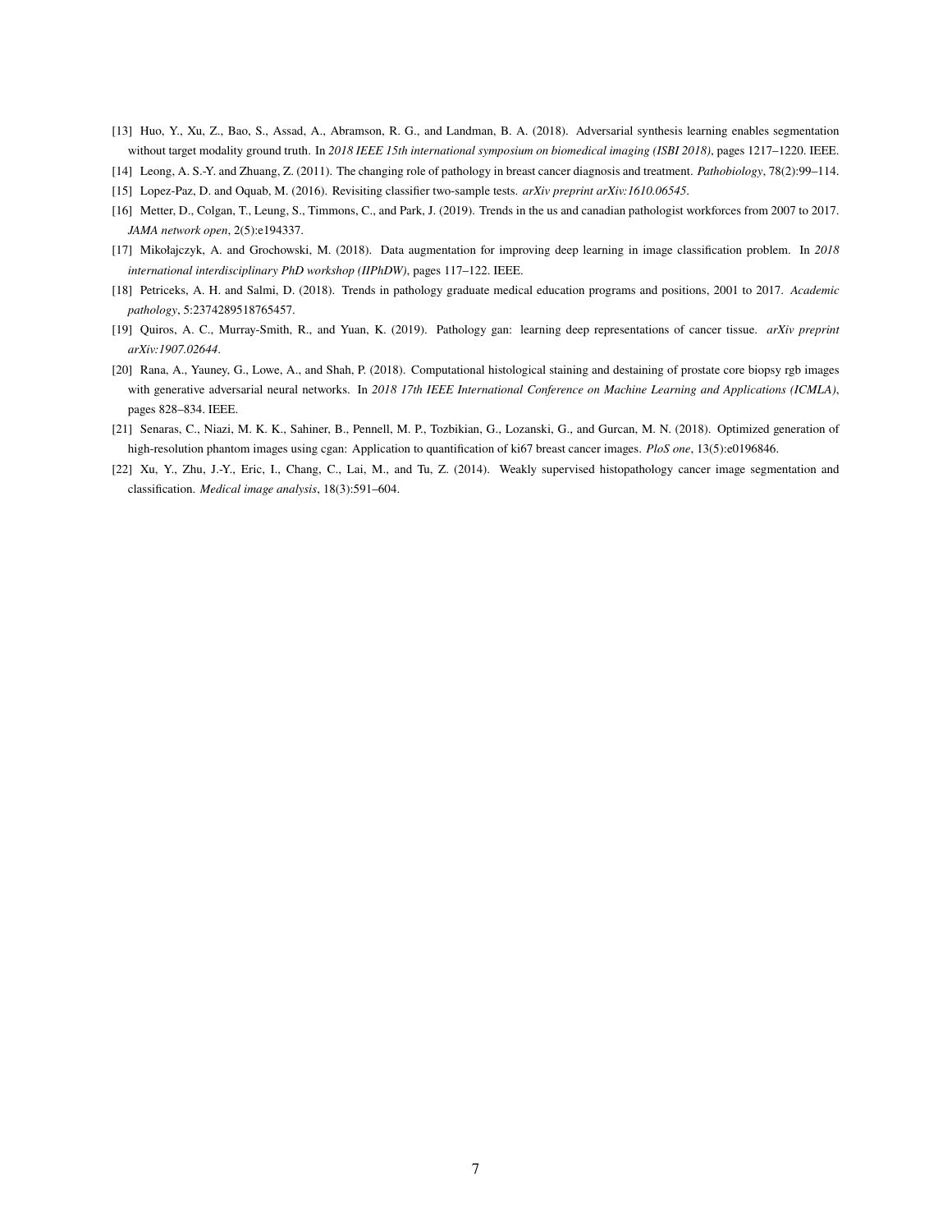[13] Huo, Y., Xu, Z., Bao, S., Assad, A., Abramson, R. G., and Landman, B. A. (2018). Adversarial synthesis learning enables segmentation without target modality ground truth. In *2018 IEEE 15th international symposium on biomedical imaging (ISBI 2018)*, pages 1217–1220. IEEE.

[14] Leong, A. S.-Y. and Zhuang, Z. (2011). The changing role of pathology in breast cancer diagnosis and treatment. *Pathobiology*, 78(2):99–114.

[15] Lopez-Paz, D. and Oquab, M. (2016). Revisiting classifier two-sample tests. *arXiv preprint arXiv:1610.06545*.

[16] Metter, D., Colgan, T., Leung, S., Timmons, C., and Park, J. (2019). Trends in the us and canadian pathologist workforces from 2007 to 2017. *JAMA network open*, 2(5):e194337.

[17] Mikołajczyk, A. and Grochowski, M. (2018). Data augmentation for improving deep learning in image classification problem. In *2018 international interdisciplinary PhD workshop (IIPhDW)*, pages 117–122. IEEE.

[18] Petriceks, A. H. and Salmi, D. (2018). Trends in pathology graduate medical education programs and positions, 2001 to 2017. *Academic pathology*, 5:2374289518765457.

[19] Quiros, A. C., Murray-Smith, R., and Yuan, K. (2019). Pathology gan: learning deep representations of cancer tissue. *arXiv preprint arXiv:1907.02644*.

[20] Rana, A., Yauney, G., Lowe, A., and Shah, P. (2018). Computational histological staining and destaining of prostate core biopsy rgb images with generative adversarial neural networks. In *2018 17th IEEE International Conference on Machine Learning and Applications (ICMLA)*, pages 828–834. IEEE.

[21] Senaras, C., Niazi, M. K. K., Sahiner, B., Pennell, M. P., Tozbikian, G., Lozanski, G., and Gurcan, M. N. (2018). Optimized generation of high-resolution phantom images using cgan: Application to quantification of ki67 breast cancer images. *PloS one*, 13(5):e0196846.

[22] Xu, Y., Zhu, J.-Y., Eric, I., Chang, C., Lai, M., and Tu, Z. (2014). Weakly supervised histopathology cancer image segmentation and classification. *Medical image analysis*, 18(3):591–604.